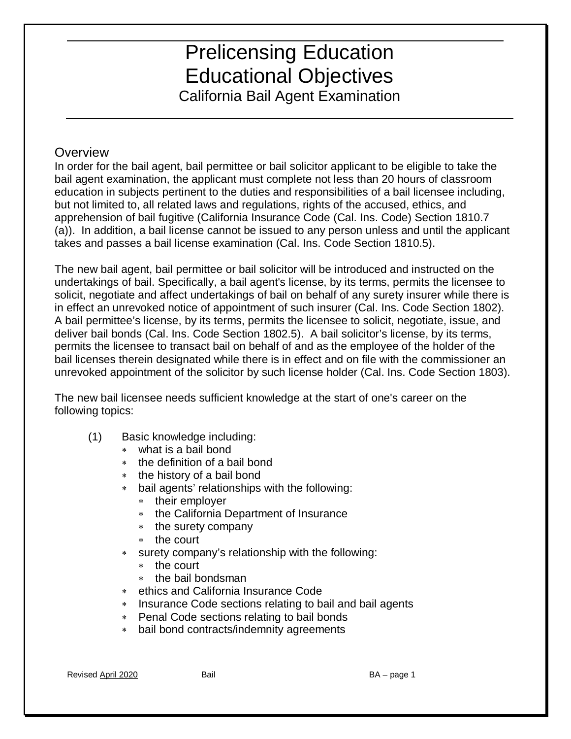# Prelicensing Education
# Educational Objectives
## California Bail Agent Examination

### Overview

In order for the bail agent, bail permittee or bail solicitor applicant to be eligible to take the bail agent examination, the applicant must complete not less than 20 hours of classroom education in subjects pertinent to the duties and responsibilities of a bail licensee including, but not limited to, all related laws and regulations, rights of the accused, ethics, and apprehension of bail fugitive (California Insurance Code (Cal. Ins. Code) Section 1810.7 (a)). In addition, a bail license cannot be issued to any person unless and until the applicant takes and passes a bail license examination (Cal. Ins. Code Section 1810.5).

The new bail agent, bail permittee or bail solicitor will be introduced and instructed on the undertakings of bail. Specifically, a bail agent's license, by its terms, permits the licensee to solicit, negotiate and affect undertakings of bail on behalf of any surety insurer while there is in effect an unrevoked notice of appointment of such insurer (Cal. Ins. Code Section 1802). A bail permittee's license, by its terms, permits the licensee to solicit, negotiate, issue, and deliver bail bonds (Cal. Ins. Code Section 1802.5). A bail solicitor's license, by its terms, permits the licensee to transact bail on behalf of and as the employee of the holder of the bail licenses therein designated while there is in effect and on file with the commissioner an unrevoked appointment of the solicitor by such license holder (Cal. Ins. Code Section 1803).

The new bail licensee needs sufficient knowledge at the start of one's career on the following topics:

(1) Basic knowledge including:

- what is a bail bond
- the definition of a bail bond
- the history of a bail bond
- bail agents' relationships with the following:
  - their employer
  - the California Department of Insurance
  - the surety company
  - the court
- surety company's relationship with the following:
  - the court
  - the bail bondsman
- ethics and California Insurance Code
- Insurance Code sections relating to bail and bail agents
- Penal Code sections relating to bail bonds
- bail bond contracts/indemnity agreements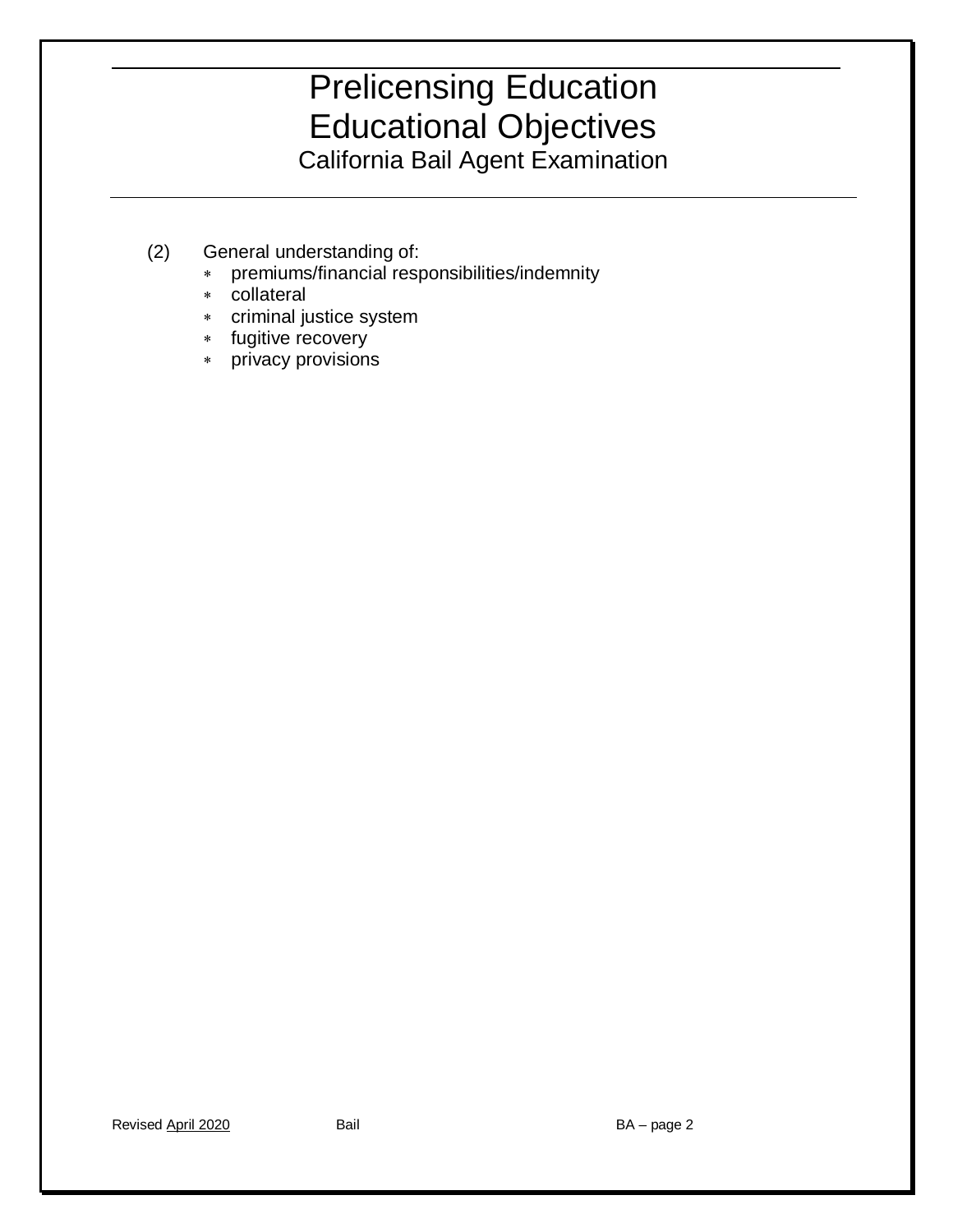(2) General understanding of:

- premiums/financial responsibilities/indemnity
- collateral
- criminal justice system
- fugitive recovery
- privacy provisions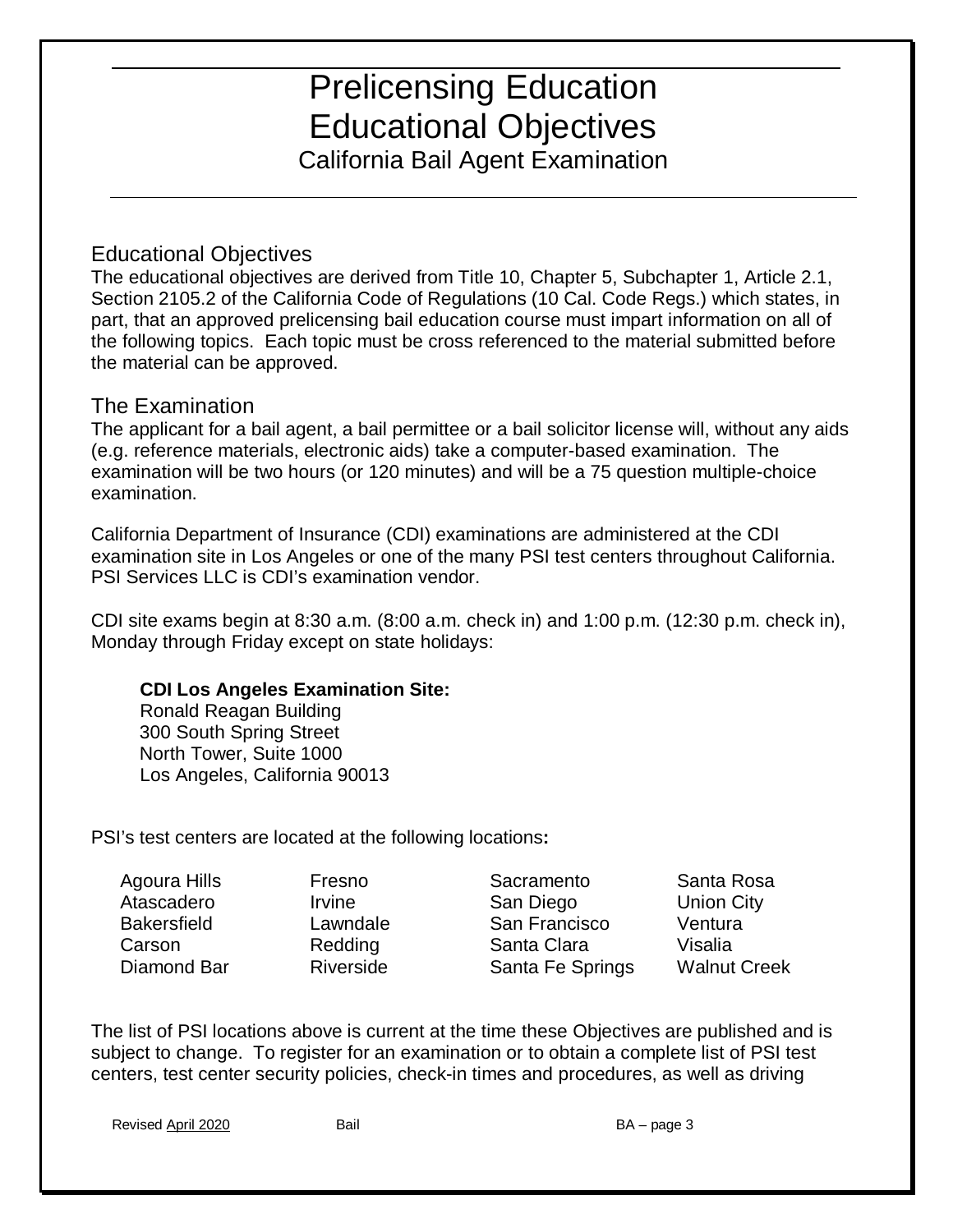# Prelicensing Education
# Educational Objectives
## California Bail Agent Examination

## Educational Objectives

The educational objectives are derived from Title 10, Chapter 5, Subchapter 1, Article 2.1, Section 2105.2 of the California Code of Regulations (10 Cal. Code Regs.) which states, in part, that an approved prelicensing bail education course must impart information on all of the following topics. Each topic must be cross referenced to the material submitted before the material can be approved.

## The Examination

The applicant for a bail agent, a bail permittee or a bail solicitor license will, without any aids (e.g. reference materials, electronic aids) take a computer-based examination. The examination will be two hours (or 120 minutes) and will be a 75 question multiple-choice examination.

California Department of Insurance (CDI) examinations are administered at the CDI examination site in Los Angeles or one of the many PSI test centers throughout California. PSI Services LLC is CDI's examination vendor.

CDI site exams begin at 8:30 a.m. (8:00 a.m. check in) and 1:00 p.m. (12:30 p.m. check in), Monday through Friday except on state holidays:

**CDI Los Angeles Examination Site:**
Ronald Reagan Building
300 South Spring Street
North Tower, Suite 1000
Los Angeles, California 90013

PSI's test centers are located at the following locations**:**

| | | | |
|---|---|---|---|
| Agoura Hills | Fresno | Sacramento | Santa Rosa |
| Atascadero | Irvine | San Diego | Union City |
| Bakersfield | Lawndale | San Francisco | Ventura |
| Carson | Redding | Santa Clara | Visalia |
| Diamond Bar | Riverside | Santa Fe Springs | Walnut Creek |

The list of PSI locations above is current at the time these Objectives are published and is subject to change. To register for an examination or to obtain a complete list of PSI test centers, test center security policies, check-in times and procedures, as well as driving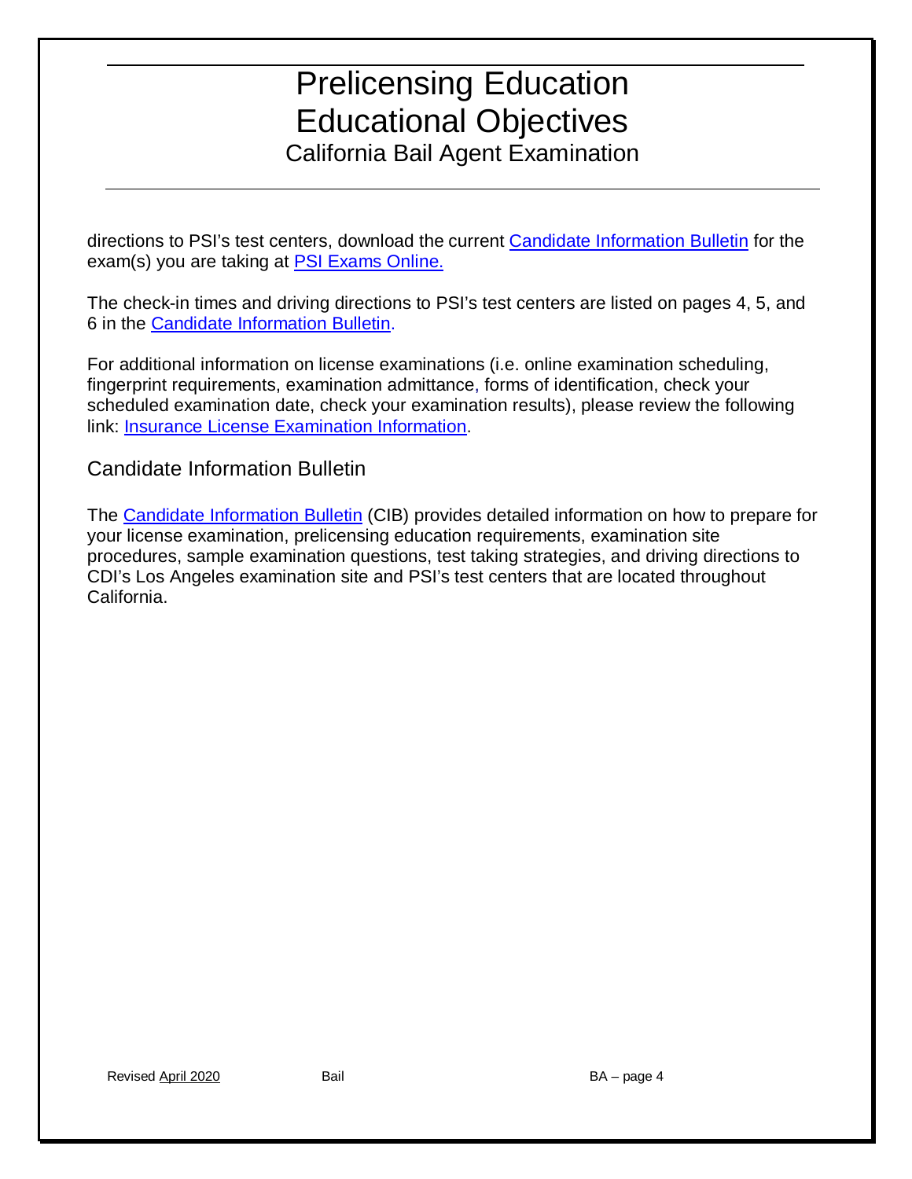directions to PSI's test centers, download the current Candidate Information Bulletin for the exam(s) you are taking at PSI Exams Online.

The check-in times and driving directions to PSI's test centers are listed on pages 4, 5, and 6 in the Candidate Information Bulletin.

For additional information on license examinations (i.e. online examination scheduling, fingerprint requirements, examination admittance, forms of identification, check your scheduled examination date, check your examination results), please review the following link: Insurance License Examination Information.

## Candidate Information Bulletin

The Candidate Information Bulletin (CIB) provides detailed information on how to prepare for your license examination, prelicensing education requirements, examination site procedures, sample examination questions, test taking strategies, and driving directions to CDI's Los Angeles examination site and PSI's test centers that are located throughout California.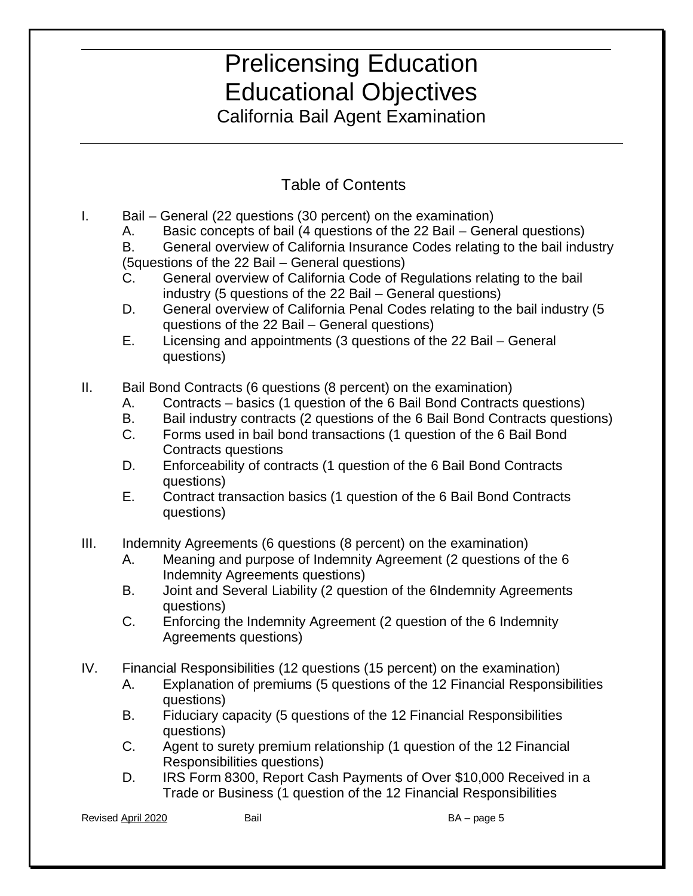# Prelicensing Education
# Educational Objectives
## California Bail Agent Examination

### Table of Contents

I. Bail – General (22 questions (30 percent) on the examination)
   - A. Basic concepts of bail (4 questions of the 22 Bail – General questions)
   - B. General overview of California Insurance Codes relating to the bail industry (5questions of the 22 Bail – General questions)
   - C. General overview of California Code of Regulations relating to the bail industry (5 questions of the 22 Bail – General questions)
   - D. General overview of California Penal Codes relating to the bail industry (5 questions of the 22 Bail – General questions)
   - E. Licensing and appointments (3 questions of the 22 Bail – General questions)

II. Bail Bond Contracts (6 questions (8 percent) on the examination)
   - A. Contracts – basics (1 question of the 6 Bail Bond Contracts questions)
   - B. Bail industry contracts (2 questions of the 6 Bail Bond Contracts questions)
   - C. Forms used in bail bond transactions (1 question of the 6 Bail Bond Contracts questions
   - D. Enforceability of contracts (1 question of the 6 Bail Bond Contracts questions)
   - E. Contract transaction basics (1 question of the 6 Bail Bond Contracts questions)

III. Indemnity Agreements (6 questions (8 percent) on the examination)
   - A. Meaning and purpose of Indemnity Agreement (2 questions of the 6 Indemnity Agreements questions)
   - B. Joint and Several Liability (2 question of the 6Indemnity Agreements questions)
   - C. Enforcing the Indemnity Agreement (2 question of the 6 Indemnity Agreements questions)

IV. Financial Responsibilities (12 questions (15 percent) on the examination)
   - A. Explanation of premiums (5 questions of the 12 Financial Responsibilities questions)
   - B. Fiduciary capacity (5 questions of the 12 Financial Responsibilities questions)
   - C. Agent to surety premium relationship (1 question of the 12 Financial Responsibilities questions)
   - D. IRS Form 8300, Report Cash Payments of Over $10,000 Received in a Trade or Business (1 question of the 12 Financial Responsibilities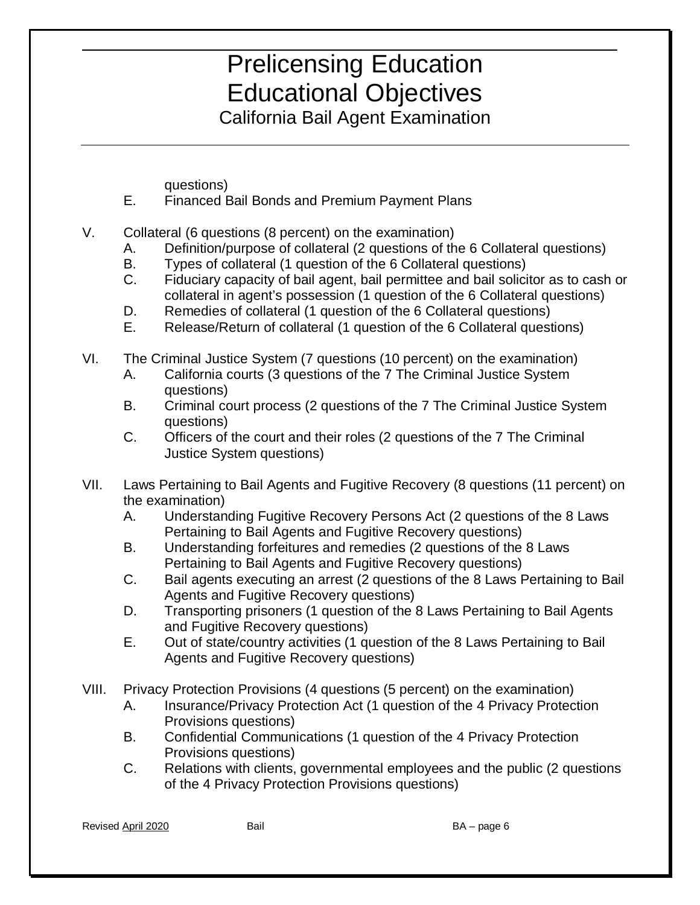questions)

E. Financed Bail Bonds and Premium Payment Plans

V. Collateral (6 questions (8 percent) on the examination)
   - A. Definition/purpose of collateral (2 questions of the 6 Collateral questions)
   - B. Types of collateral (1 question of the 6 Collateral questions)
   - C. Fiduciary capacity of bail agent, bail permittee and bail solicitor as to cash or collateral in agent's possession (1 question of the 6 Collateral questions)
   - D. Remedies of collateral (1 question of the 6 Collateral questions)
   - E. Release/Return of collateral (1 question of the 6 Collateral questions)

VI. The Criminal Justice System (7 questions (10 percent) on the examination)
   - A. California courts (3 questions of the 7 The Criminal Justice System questions)
   - B. Criminal court process (2 questions of the 7 The Criminal Justice System questions)
   - C. Officers of the court and their roles (2 questions of the 7 The Criminal Justice System questions)

VII. Laws Pertaining to Bail Agents and Fugitive Recovery (8 questions (11 percent) on the examination)
   - A. Understanding Fugitive Recovery Persons Act (2 questions of the 8 Laws Pertaining to Bail Agents and Fugitive Recovery questions)
   - B. Understanding forfeitures and remedies (2 questions of the 8 Laws Pertaining to Bail Agents and Fugitive Recovery questions)
   - C. Bail agents executing an arrest (2 questions of the 8 Laws Pertaining to Bail Agents and Fugitive Recovery questions)
   - D. Transporting prisoners (1 question of the 8 Laws Pertaining to Bail Agents and Fugitive Recovery questions)
   - E. Out of state/country activities (1 question of the 8 Laws Pertaining to Bail Agents and Fugitive Recovery questions)

VIII. Privacy Protection Provisions (4 questions (5 percent) on the examination)
   - A. Insurance/Privacy Protection Act (1 question of the 4 Privacy Protection Provisions questions)
   - B. Confidential Communications (1 question of the 4 Privacy Protection Provisions questions)
   - C. Relations with clients, governmental employees and the public (2 questions of the 4 Privacy Protection Provisions questions)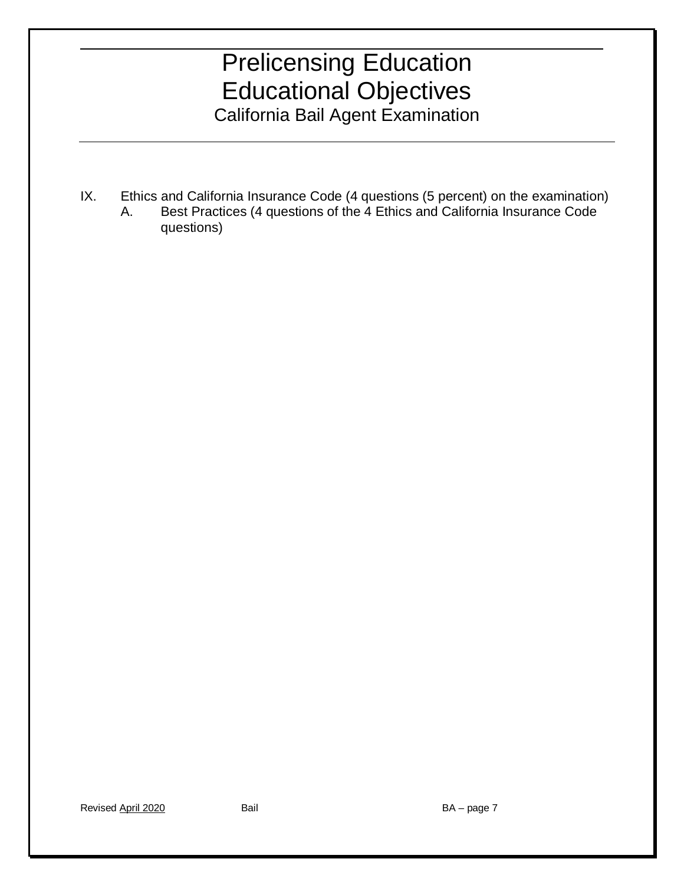# Prelicensing Education
# Educational Objectives
## California Bail Agent Examination

IX. Ethics and California Insurance Code (4 questions (5 percent) on the examination)
   A. Best Practices (4 questions of the 4 Ethics and California Insurance Code questions)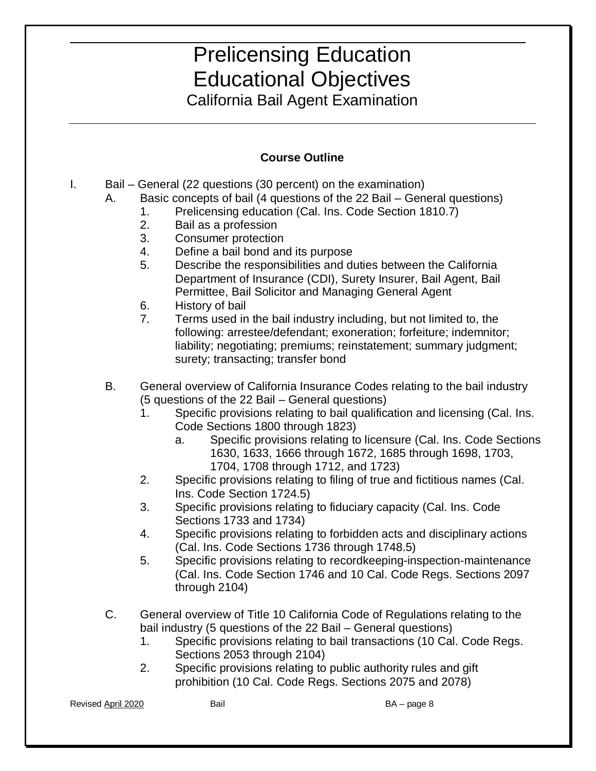# Prelicensing Education Educational Objectives

## California Bail Agent Examination

**Course Outline**

I. Bail – General (22 questions (30 percent) on the examination)
   - A. Basic concepts of bail (4 questions of the 22 Bail – General questions)
     1. Prelicensing education (Cal. Ins. Code Section 1810.7)
     2. Bail as a profession
     3. Consumer protection
     4. Define a bail bond and its purpose
     5. Describe the responsibilities and duties between the California Department of Insurance (CDI), Surety Insurer, Bail Agent, Bail Permittee, Bail Solicitor and Managing General Agent
     6. History of bail
     7. Terms used in the bail industry including, but not limited to, the following: arrestee/defendant; exoneration; forfeiture; indemnitor; liability; negotiating; premiums; reinstatement; summary judgment; surety; transacting; transfer bond
   - B. General overview of California Insurance Codes relating to the bail industry (5 questions of the 22 Bail – General questions)
     1. Specific provisions relating to bail qualification and licensing (Cal. Ins. Code Sections 1800 through 1823)
        - a. Specific provisions relating to licensure (Cal. Ins. Code Sections 1630, 1633, 1666 through 1672, 1685 through 1698, 1703, 1704, 1708 through 1712, and 1723)
     2. Specific provisions relating to filing of true and fictitious names (Cal. Ins. Code Section 1724.5)
     3. Specific provisions relating to fiduciary capacity (Cal. Ins. Code Sections 1733 and 1734)
     4. Specific provisions relating to forbidden acts and disciplinary actions (Cal. Ins. Code Sections 1736 through 1748.5)
     5. Specific provisions relating to recordkeeping-inspection-maintenance (Cal. Ins. Code Section 1746 and 10 Cal. Code Regs. Sections 2097 through 2104)
   - C. General overview of Title 10 California Code of Regulations relating to the bail industry (5 questions of the 22 Bail – General questions)
     1. Specific provisions relating to bail transactions (10 Cal. Code Regs. Sections 2053 through 2104)
     2. Specific provisions relating to public authority rules and gift prohibition (10 Cal. Code Regs. Sections 2075 and 2078)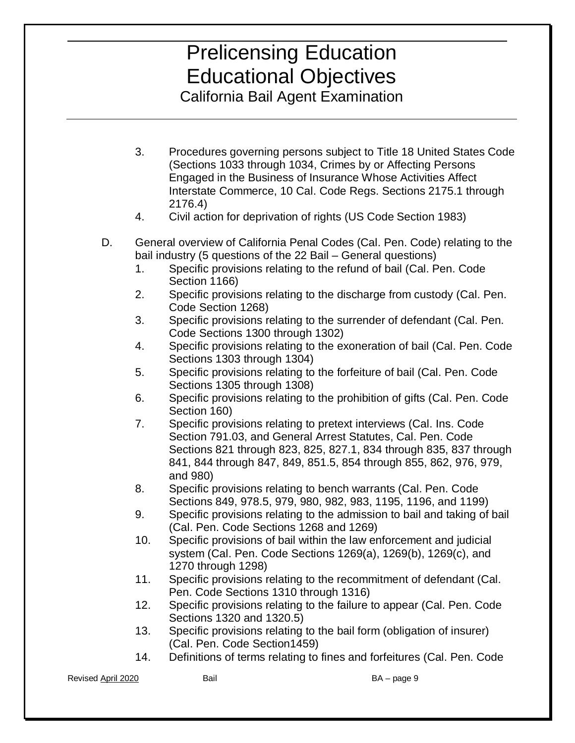3. Procedures governing persons subject to Title 18 United States Code (Sections 1033 through 1034, Crimes by or Affecting Persons Engaged in the Business of Insurance Whose Activities Affect Interstate Commerce, 10 Cal. Code Regs. Sections 2175.1 through 2176.4)
4. Civil action for deprivation of rights (US Code Section 1983)

D. General overview of California Penal Codes (Cal. Pen. Code) relating to the bail industry (5 questions of the 22 Bail – General questions)
   1. Specific provisions relating to the refund of bail (Cal. Pen. Code Section 1166)
   2. Specific provisions relating to the discharge from custody (Cal. Pen. Code Section 1268)
   3. Specific provisions relating to the surrender of defendant (Cal. Pen. Code Sections 1300 through 1302)
   4. Specific provisions relating to the exoneration of bail (Cal. Pen. Code Sections 1303 through 1304)
   5. Specific provisions relating to the forfeiture of bail (Cal. Pen. Code Sections 1305 through 1308)
   6. Specific provisions relating to the prohibition of gifts (Cal. Pen. Code Section 160)
   7. Specific provisions relating to pretext interviews (Cal. Ins. Code Section 791.03, and General Arrest Statutes, Cal. Pen. Code Sections 821 through 823, 825, 827.1, 834 through 835, 837 through 841, 844 through 847, 849, 851.5, 854 through 855, 862, 976, 979, and 980)
   8. Specific provisions relating to bench warrants (Cal. Pen. Code Sections 849, 978.5, 979, 980, 982, 983, 1195, 1196, and 1199)
   9. Specific provisions relating to the admission to bail and taking of bail (Cal. Pen. Code Sections 1268 and 1269)
   10. Specific provisions of bail within the law enforcement and judicial system (Cal. Pen. Code Sections 1269(a), 1269(b), 1269(c), and 1270 through 1298)
   11. Specific provisions relating to the recommitment of defendant (Cal. Pen. Code Sections 1310 through 1316)
   12. Specific provisions relating to the failure to appear (Cal. Pen. Code Sections 1320 and 1320.5)
   13. Specific provisions relating to the bail form (obligation of insurer) (Cal. Pen. Code Section1459)
   14. Definitions of terms relating to fines and forfeitures (Cal. Pen. Code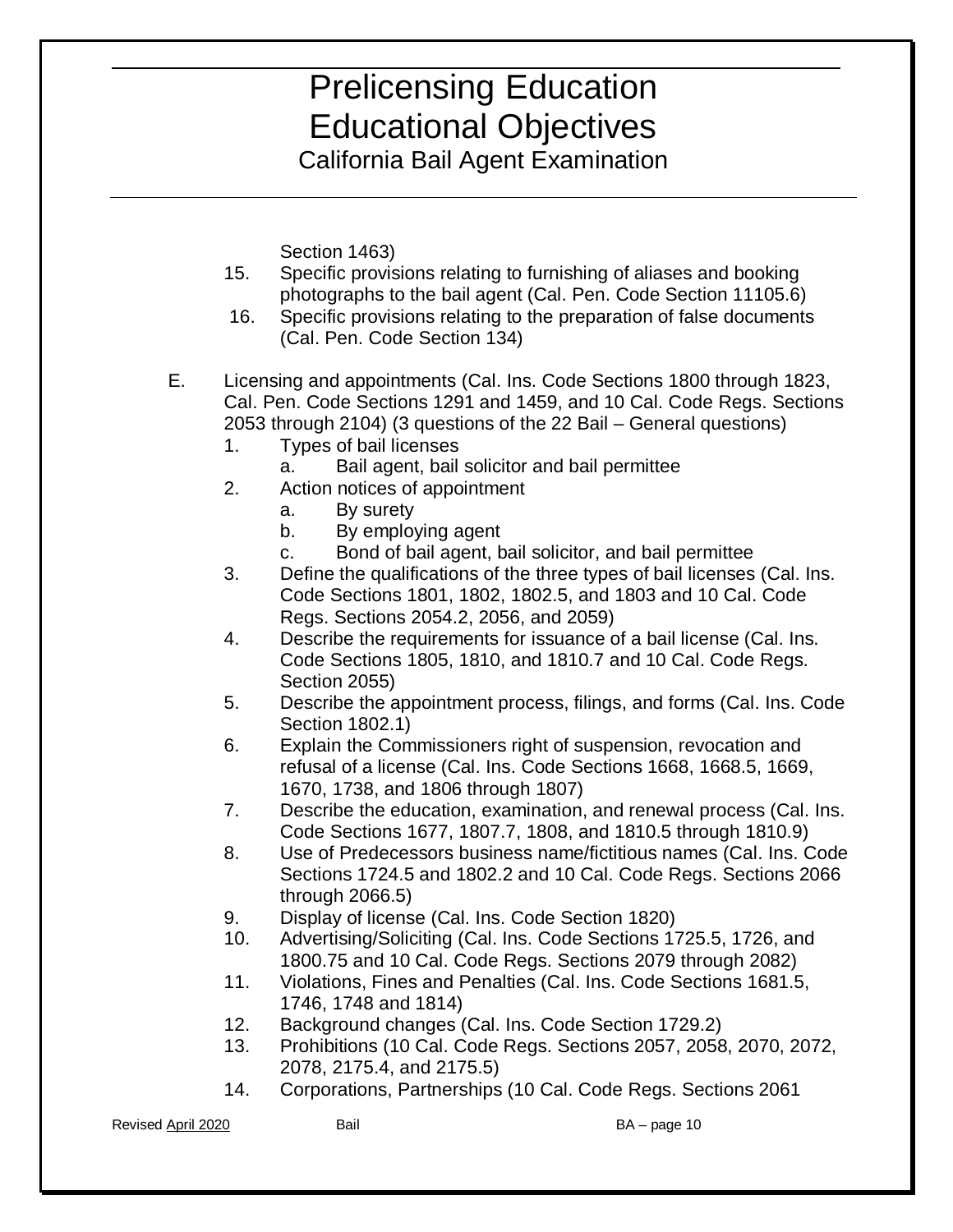Section 1463)

15. Specific provisions relating to furnishing of aliases and booking photographs to the bail agent (Cal. Pen. Code Section 11105.6)
16. Specific provisions relating to the preparation of false documents (Cal. Pen. Code Section 134)

E. Licensing and appointments (Cal. Ins. Code Sections 1800 through 1823, Cal. Pen. Code Sections 1291 and 1459, and 10 Cal. Code Regs. Sections 2053 through 2104) (3 questions of the 22 Bail – General questions)
   1. Types of bail licenses
      a. Bail agent, bail solicitor and bail permittee
   2. Action notices of appointment
      a. By surety
      b. By employing agent
      c. Bond of bail agent, bail solicitor, and bail permittee
   3. Define the qualifications of the three types of bail licenses (Cal. Ins. Code Sections 1801, 1802, 1802.5, and 1803 and 10 Cal. Code Regs. Sections 2054.2, 2056, and 2059)
   4. Describe the requirements for issuance of a bail license (Cal. Ins. Code Sections 1805, 1810, and 1810.7 and 10 Cal. Code Regs. Section 2055)
   5. Describe the appointment process, filings, and forms (Cal. Ins. Code Section 1802.1)
   6. Explain the Commissioners right of suspension, revocation and refusal of a license (Cal. Ins. Code Sections 1668, 1668.5, 1669, 1670, 1738, and 1806 through 1807)
   7. Describe the education, examination, and renewal process (Cal. Ins. Code Sections 1677, 1807.7, 1808, and 1810.5 through 1810.9)
   8. Use of Predecessors business name/fictitious names (Cal. Ins. Code Sections 1724.5 and 1802.2 and 10 Cal. Code Regs. Sections 2066 through 2066.5)
   9. Display of license (Cal. Ins. Code Section 1820)
   10. Advertising/Soliciting (Cal. Ins. Code Sections 1725.5, 1726, and 1800.75 and 10 Cal. Code Regs. Sections 2079 through 2082)
   11. Violations, Fines and Penalties (Cal. Ins. Code Sections 1681.5, 1746, 1748 and 1814)
   12. Background changes (Cal. Ins. Code Section 1729.2)
   13. Prohibitions (10 Cal. Code Regs. Sections 2057, 2058, 2070, 2072, 2078, 2175.4, and 2175.5)
   14. Corporations, Partnerships (10 Cal. Code Regs. Sections 2061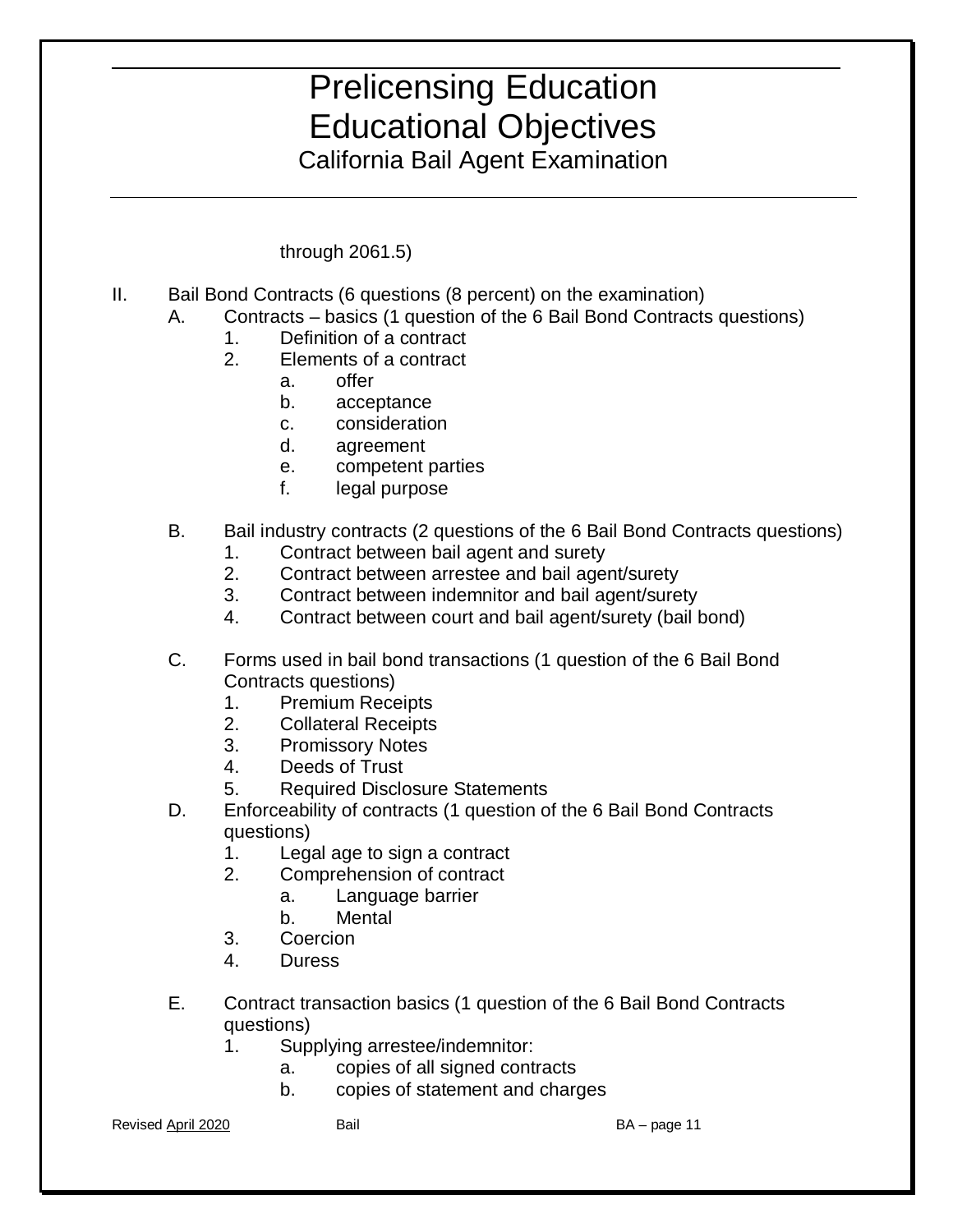through 2061.5)

II. Bail Bond Contracts (6 questions (8 percent) on the examination)
   A. Contracts – basics (1 question of the 6 Bail Bond Contracts questions)
      1. Definition of a contract
      2. Elements of a contract
         a. offer
         b. acceptance
         c. consideration
         d. agreement
         e. competent parties
         f. legal purpose

   B. Bail industry contracts (2 questions of the 6 Bail Bond Contracts questions)
      1. Contract between bail agent and surety
      2. Contract between arrestee and bail agent/surety
      3. Contract between indemnitor and bail agent/surety
      4. Contract between court and bail agent/surety (bail bond)

   C. Forms used in bail bond transactions (1 question of the 6 Bail Bond Contracts questions)
      1. Premium Receipts
      2. Collateral Receipts
      3. Promissory Notes
      4. Deeds of Trust
      5. Required Disclosure Statements

   D. Enforceability of contracts (1 question of the 6 Bail Bond Contracts questions)
      1. Legal age to sign a contract
      2. Comprehension of contract
         a. Language barrier
         b. Mental
      3. Coercion
      4. Duress

   E. Contract transaction basics (1 question of the 6 Bail Bond Contracts questions)
      1. Supplying arrestee/indemnitor:
         a. copies of all signed contracts
         b. copies of statement and charges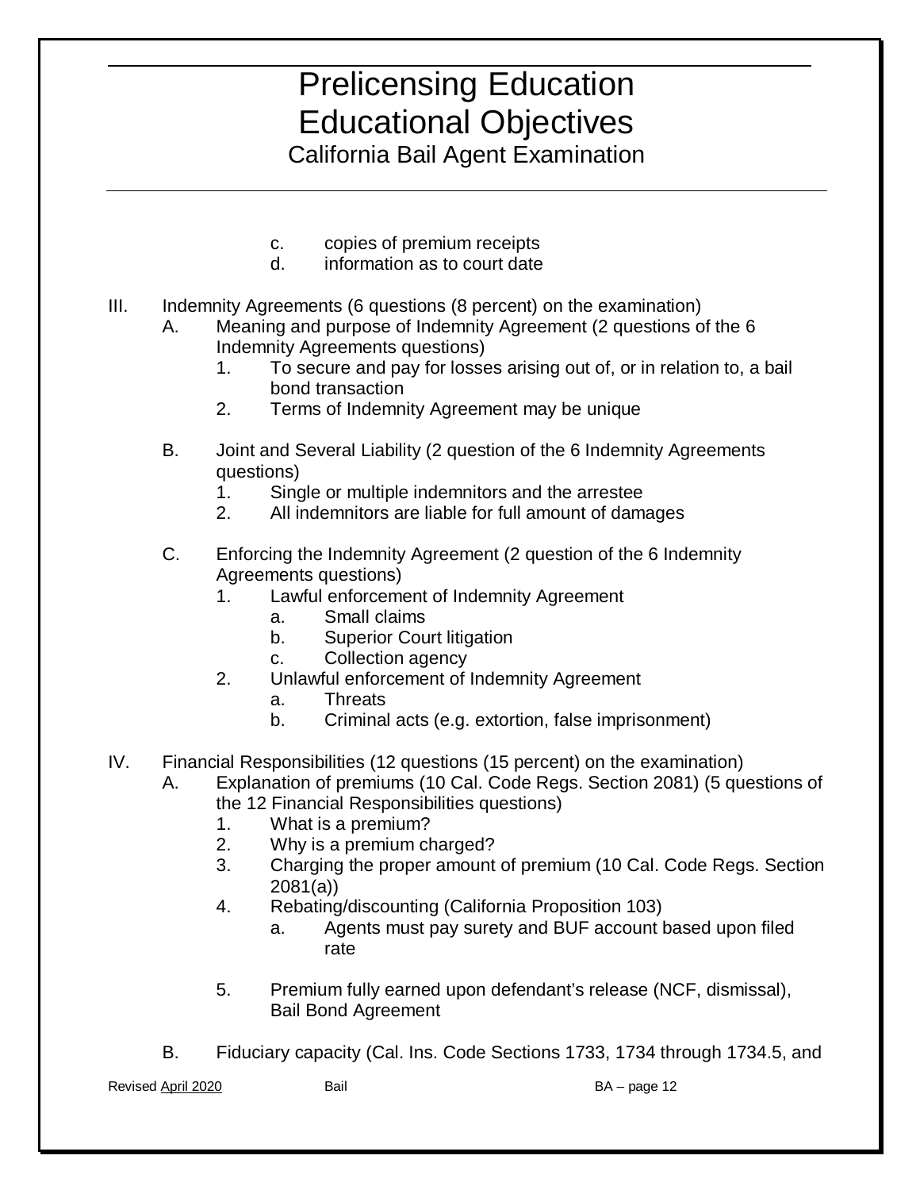c. copies of premium receipts
d. information as to court date

III. Indemnity Agreements (6 questions (8 percent) on the examination)
  A. Meaning and purpose of Indemnity Agreement (2 questions of the 6 Indemnity Agreements questions)
    1. To secure and pay for losses arising out of, or in relation to, a bail bond transaction
    2. Terms of Indemnity Agreement may be unique

  B. Joint and Several Liability (2 question of the 6 Indemnity Agreements questions)
    1. Single or multiple indemnitors and the arrestee
    2. All indemnitors are liable for full amount of damages

  C. Enforcing the Indemnity Agreement (2 question of the 6 Indemnity Agreements questions)
    1. Lawful enforcement of Indemnity Agreement
      a. Small claims
      b. Superior Court litigation
      c. Collection agency
    2. Unlawful enforcement of Indemnity Agreement
      a. Threats
      b. Criminal acts (e.g. extortion, false imprisonment)

IV. Financial Responsibilities (12 questions (15 percent) on the examination)
  A. Explanation of premiums (10 Cal. Code Regs. Section 2081) (5 questions of the 12 Financial Responsibilities questions)
    1. What is a premium?
    2. Why is a premium charged?
    3. Charging the proper amount of premium (10 Cal. Code Regs. Section 2081(a))
    4. Rebating/discounting (California Proposition 103)
      a. Agents must pay surety and BUF account based upon filed rate

    5. Premium fully earned upon defendant's release (NCF, dismissal), Bail Bond Agreement

  B. Fiduciary capacity (Cal. Ins. Code Sections 1733, 1734 through 1734.5, and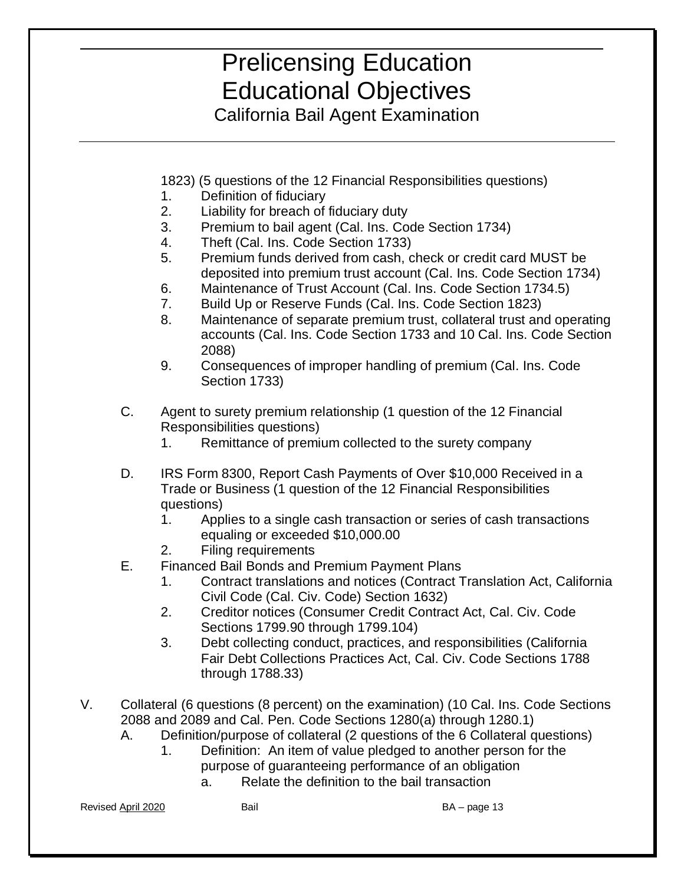1823) (5 questions of the 12 Financial Responsibilities questions)

1. Definition of fiduciary
2. Liability for breach of fiduciary duty
3. Premium to bail agent (Cal. Ins. Code Section 1734)
4. Theft (Cal. Ins. Code Section 1733)
5. Premium funds derived from cash, check or credit card MUST be deposited into premium trust account (Cal. Ins. Code Section 1734)
6. Maintenance of Trust Account (Cal. Ins. Code Section 1734.5)
7. Build Up or Reserve Funds (Cal. Ins. Code Section 1823)
8. Maintenance of separate premium trust, collateral trust and operating accounts (Cal. Ins. Code Section 1733 and 10 Cal. Ins. Code Section 2088)
9. Consequences of improper handling of premium (Cal. Ins. Code Section 1733)

C. Agent to surety premium relationship (1 question of the 12 Financial Responsibilities questions)
   1. Remittance of premium collected to the surety company

D. IRS Form 8300, Report Cash Payments of Over $10,000 Received in a Trade or Business (1 question of the 12 Financial Responsibilities questions)
   1. Applies to a single cash transaction or series of cash transactions equaling or exceeded $10,000.00
   2. Filing requirements

E. Financed Bail Bonds and Premium Payment Plans
   1. Contract translations and notices (Contract Translation Act, California Civil Code (Cal. Civ. Code) Section 1632)
   2. Creditor notices (Consumer Credit Contract Act, Cal. Civ. Code Sections 1799.90 through 1799.104)
   3. Debt collecting conduct, practices, and responsibilities (California Fair Debt Collections Practices Act, Cal. Civ. Code Sections 1788 through 1788.33)

V. Collateral (6 questions (8 percent) on the examination) (10 Cal. Ins. Code Sections 2088 and 2089 and Cal. Pen. Code Sections 1280(a) through 1280.1)

A. Definition/purpose of collateral (2 questions of the 6 Collateral questions)
   1. Definition: An item of value pledged to another person for the purpose of guaranteeing performance of an obligation
      a. Relate the definition to the bail transaction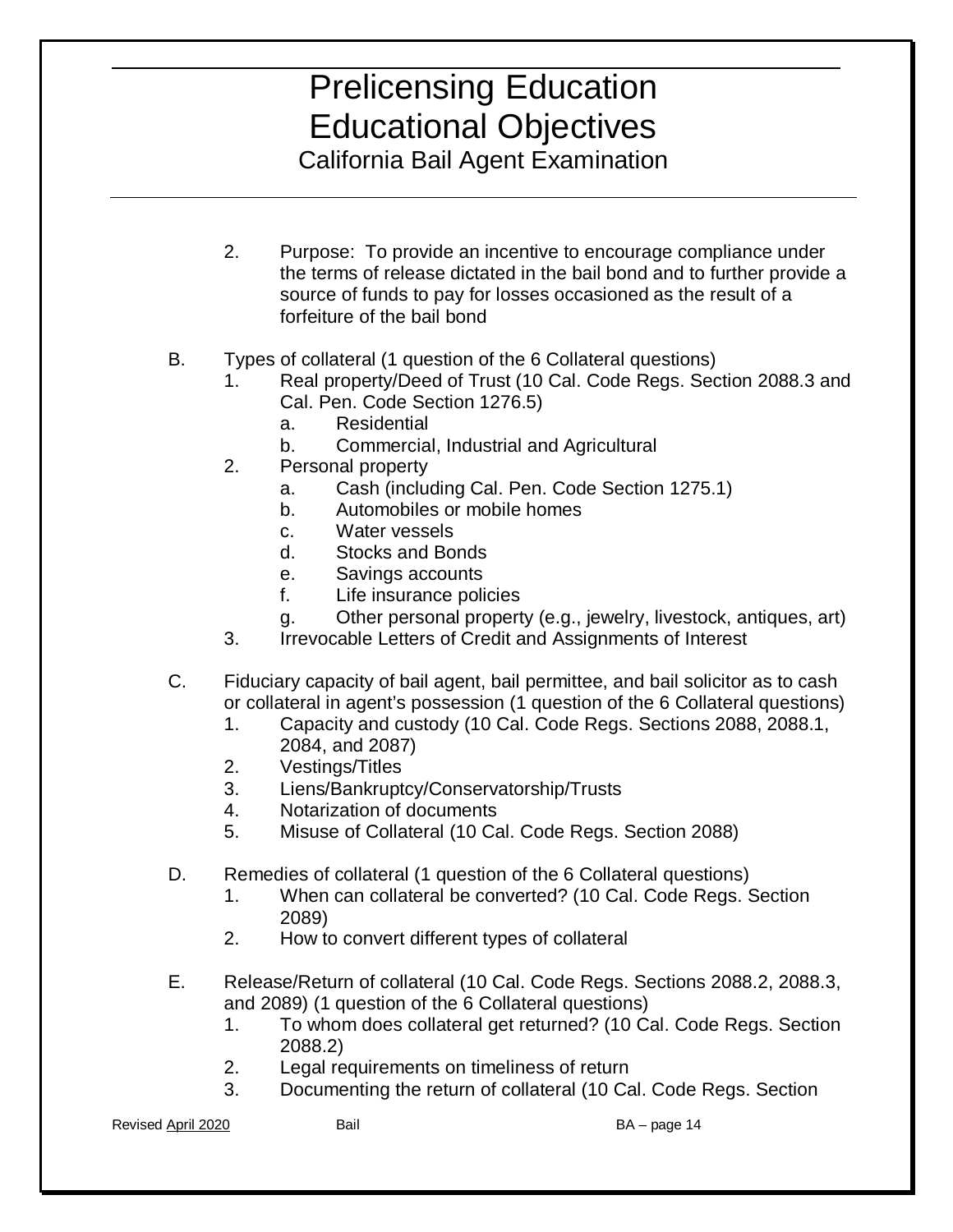2. Purpose: To provide an incentive to encourage compliance under the terms of release dictated in the bail bond and to further provide a source of funds to pay for losses occasioned as the result of a forfeiture of the bail bond

B. Types of collateral (1 question of the 6 Collateral questions)
   1. Real property/Deed of Trust (10 Cal. Code Regs. Section 2088.3 and Cal. Pen. Code Section 1276.5)
      a. Residential
      b. Commercial, Industrial and Agricultural
   2. Personal property
      a. Cash (including Cal. Pen. Code Section 1275.1)
      b. Automobiles or mobile homes
      c. Water vessels
      d. Stocks and Bonds
      e. Savings accounts
      f. Life insurance policies
      g. Other personal property (e.g., jewelry, livestock, antiques, art)
   3. Irrevocable Letters of Credit and Assignments of Interest

C. Fiduciary capacity of bail agent, bail permittee, and bail solicitor as to cash or collateral in agent's possession (1 question of the 6 Collateral questions)
   1. Capacity and custody (10 Cal. Code Regs. Sections 2088, 2088.1, 2084, and 2087)
   2. Vestings/Titles
   3. Liens/Bankruptcy/Conservatorship/Trusts
   4. Notarization of documents
   5. Misuse of Collateral (10 Cal. Code Regs. Section 2088)

D. Remedies of collateral (1 question of the 6 Collateral questions)
   1. When can collateral be converted? (10 Cal. Code Regs. Section 2089)
   2. How to convert different types of collateral

E. Release/Return of collateral (10 Cal. Code Regs. Sections 2088.2, 2088.3, and 2089) (1 question of the 6 Collateral questions)
   1. To whom does collateral get returned? (10 Cal. Code Regs. Section 2088.2)
   2. Legal requirements on timeliness of return
   3. Documenting the return of collateral (10 Cal. Code Regs. Section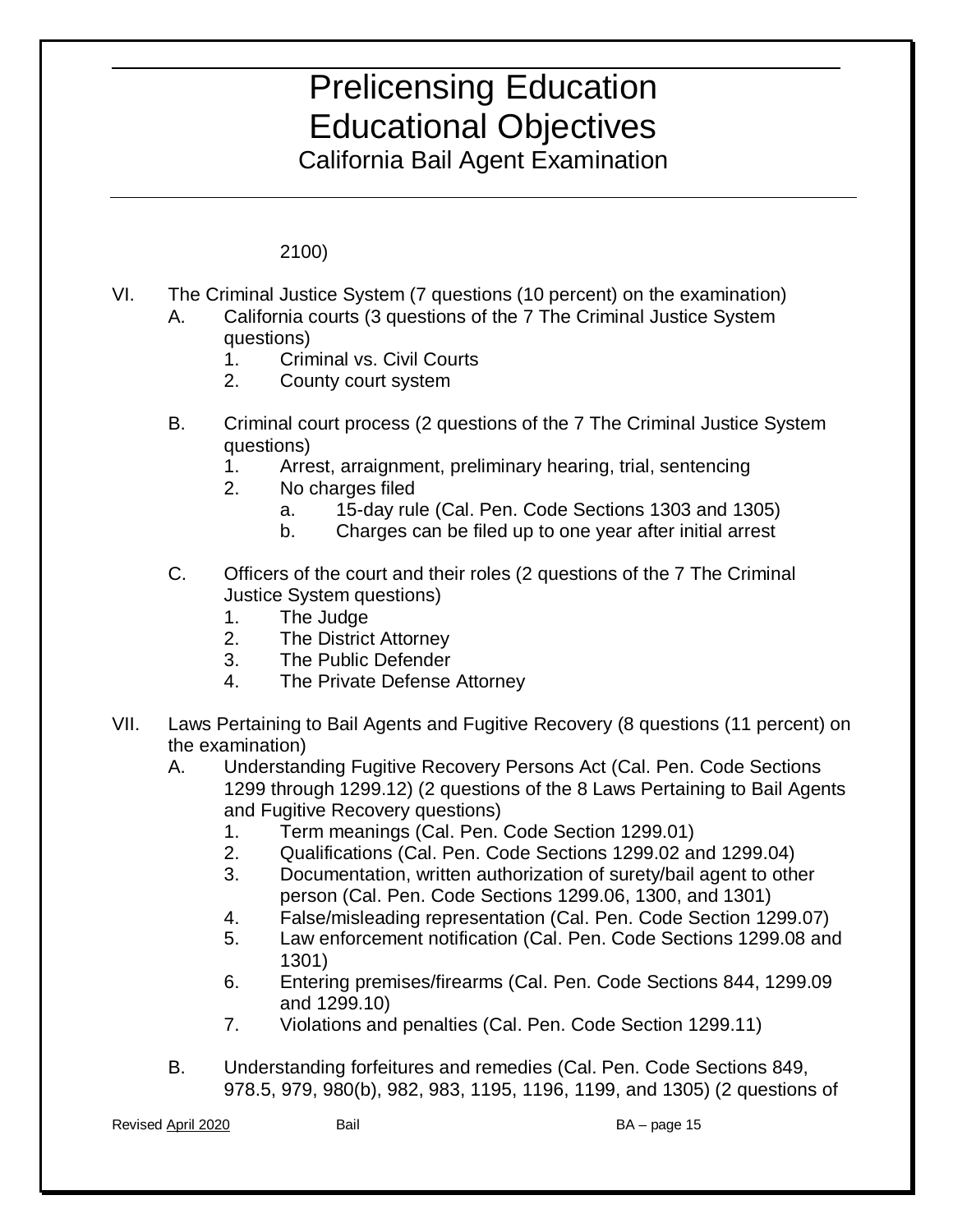2100)

VI. The Criminal Justice System (7 questions (10 percent) on the examination)
   A. California courts (3 questions of the 7 The Criminal Justice System questions)
      1. Criminal vs. Civil Courts
      2. County court system

   B. Criminal court process (2 questions of the 7 The Criminal Justice System questions)
      1. Arrest, arraignment, preliminary hearing, trial, sentencing
      2. No charges filed
         a. 15-day rule (Cal. Pen. Code Sections 1303 and 1305)
         b. Charges can be filed up to one year after initial arrest

   C. Officers of the court and their roles (2 questions of the 7 The Criminal Justice System questions)
      1. The Judge
      2. The District Attorney
      3. The Public Defender
      4. The Private Defense Attorney

VII. Laws Pertaining to Bail Agents and Fugitive Recovery (8 questions (11 percent) on the examination)
   A. Understanding Fugitive Recovery Persons Act (Cal. Pen. Code Sections 1299 through 1299.12) (2 questions of the 8 Laws Pertaining to Bail Agents and Fugitive Recovery questions)
      1. Term meanings (Cal. Pen. Code Section 1299.01)
      2. Qualifications (Cal. Pen. Code Sections 1299.02 and 1299.04)
      3. Documentation, written authorization of surety/bail agent to other person (Cal. Pen. Code Sections 1299.06, 1300, and 1301)
      4. False/misleading representation (Cal. Pen. Code Section 1299.07)
      5. Law enforcement notification (Cal. Pen. Code Sections 1299.08 and 1301)
      6. Entering premises/firearms (Cal. Pen. Code Sections 844, 1299.09 and 1299.10)
      7. Violations and penalties (Cal. Pen. Code Section 1299.11)

   B. Understanding forfeitures and remedies (Cal. Pen. Code Sections 849, 978.5, 979, 980(b), 982, 983, 1195, 1196, 1199, and 1305) (2 questions of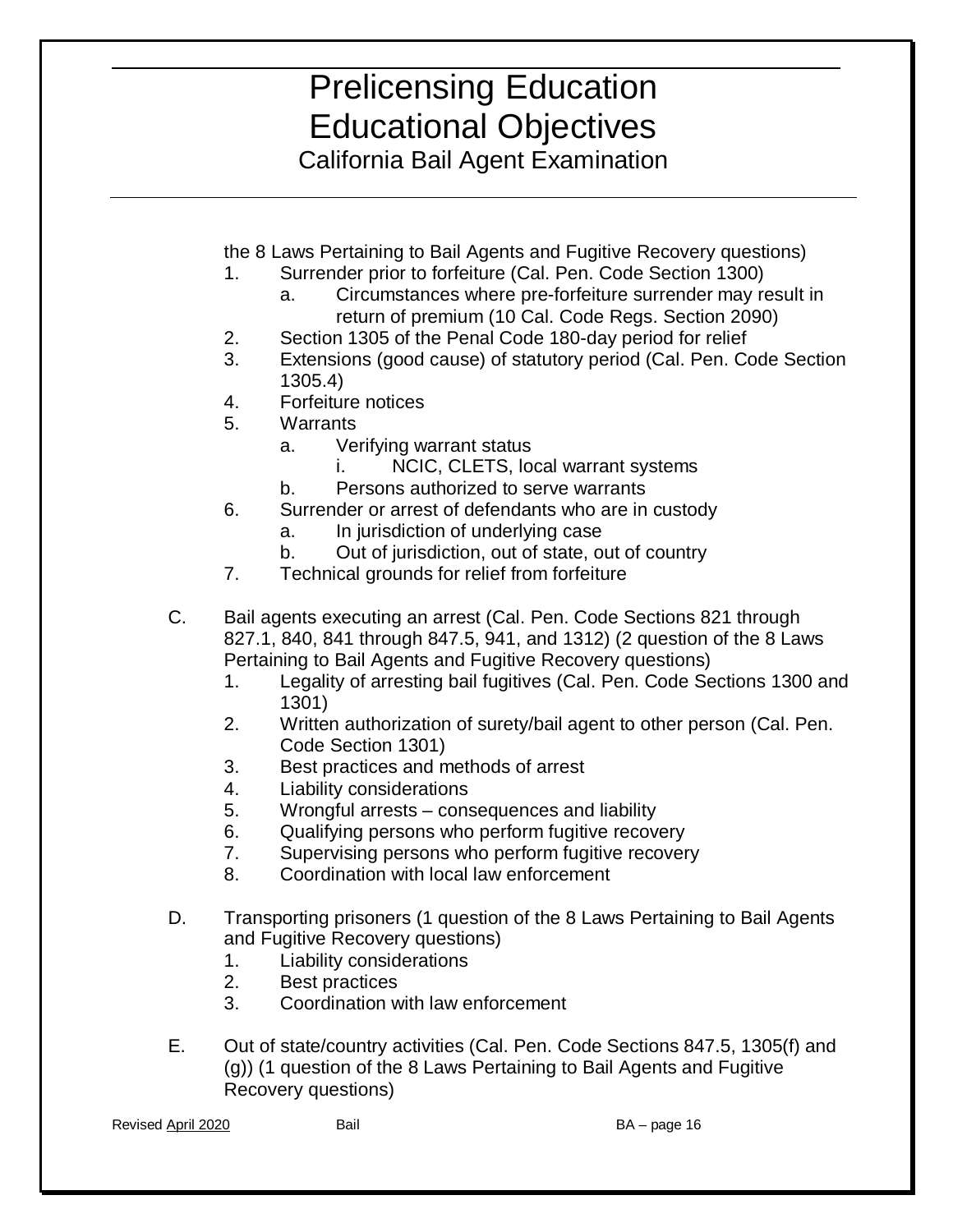the 8 Laws Pertaining to Bail Agents and Fugitive Recovery questions)

1. Surrender prior to forfeiture (Cal. Pen. Code Section 1300)
   a. Circumstances where pre-forfeiture surrender may result in return of premium (10 Cal. Code Regs. Section 2090)
2. Section 1305 of the Penal Code 180-day period for relief
3. Extensions (good cause) of statutory period (Cal. Pen. Code Section 1305.4)
4. Forfeiture notices
5. Warrants
   a. Verifying warrant status
      i. NCIC, CLETS, local warrant systems
   b. Persons authorized to serve warrants
6. Surrender or arrest of defendants who are in custody
   a. In jurisdiction of underlying case
   b. Out of jurisdiction, out of state, out of country
7. Technical grounds for relief from forfeiture

C. Bail agents executing an arrest (Cal. Pen. Code Sections 821 through 827.1, 840, 841 through 847.5, 941, and 1312) (2 question of the 8 Laws Pertaining to Bail Agents and Fugitive Recovery questions)

1. Legality of arresting bail fugitives (Cal. Pen. Code Sections 1300 and 1301)
2. Written authorization of surety/bail agent to other person (Cal. Pen. Code Section 1301)
3. Best practices and methods of arrest
4. Liability considerations
5. Wrongful arrests – consequences and liability
6. Qualifying persons who perform fugitive recovery
7. Supervising persons who perform fugitive recovery
8. Coordination with local law enforcement

D. Transporting prisoners (1 question of the 8 Laws Pertaining to Bail Agents and Fugitive Recovery questions)

1. Liability considerations
2. Best practices
3. Coordination with law enforcement

E. Out of state/country activities (Cal. Pen. Code Sections 847.5, 1305(f) and (g)) (1 question of the 8 Laws Pertaining to Bail Agents and Fugitive Recovery questions)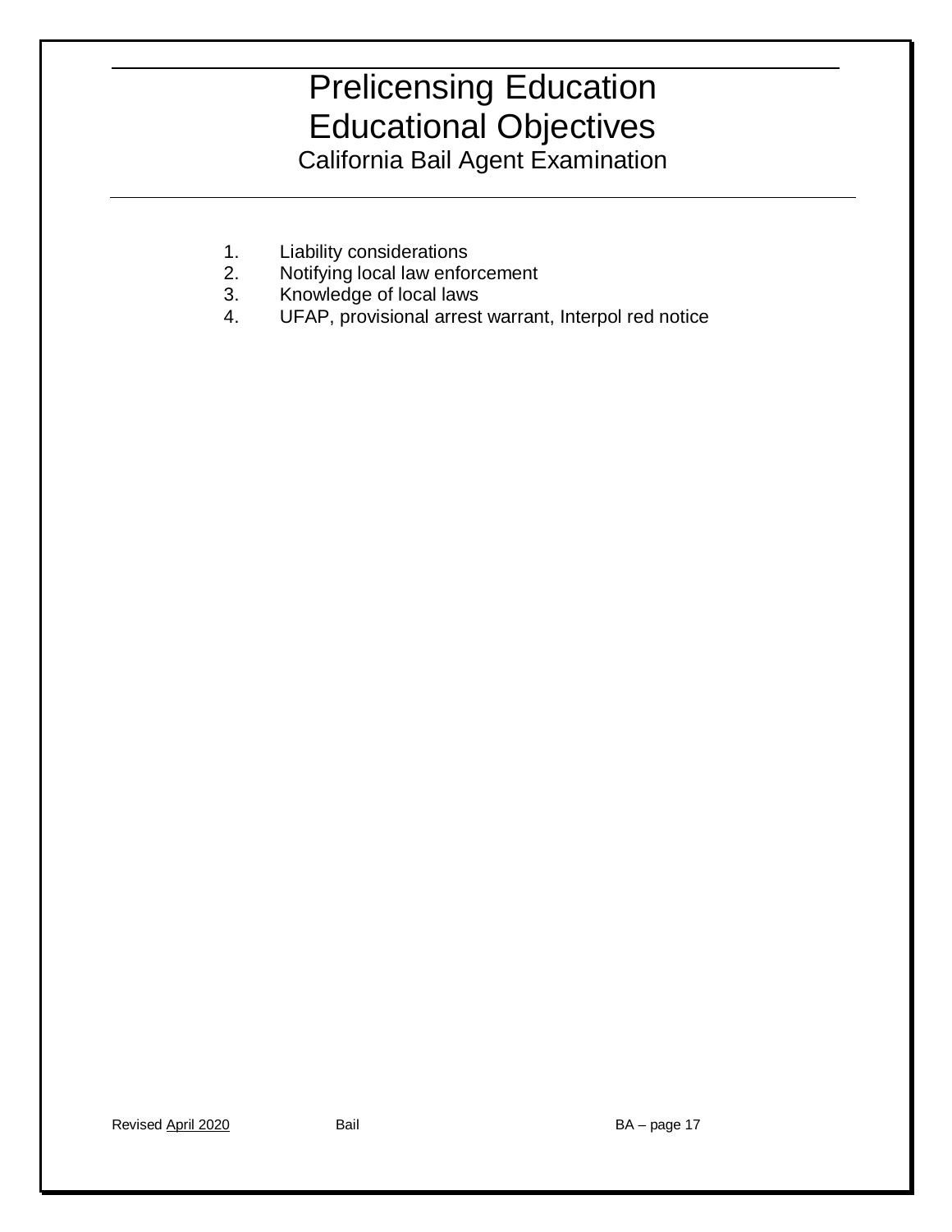# Prelicensing Education
# Educational Objectives
## California Bail Agent Examination

1. Liability considerations
2. Notifying local law enforcement
3. Knowledge of local laws
4. UFAP, provisional arrest warrant, Interpol red notice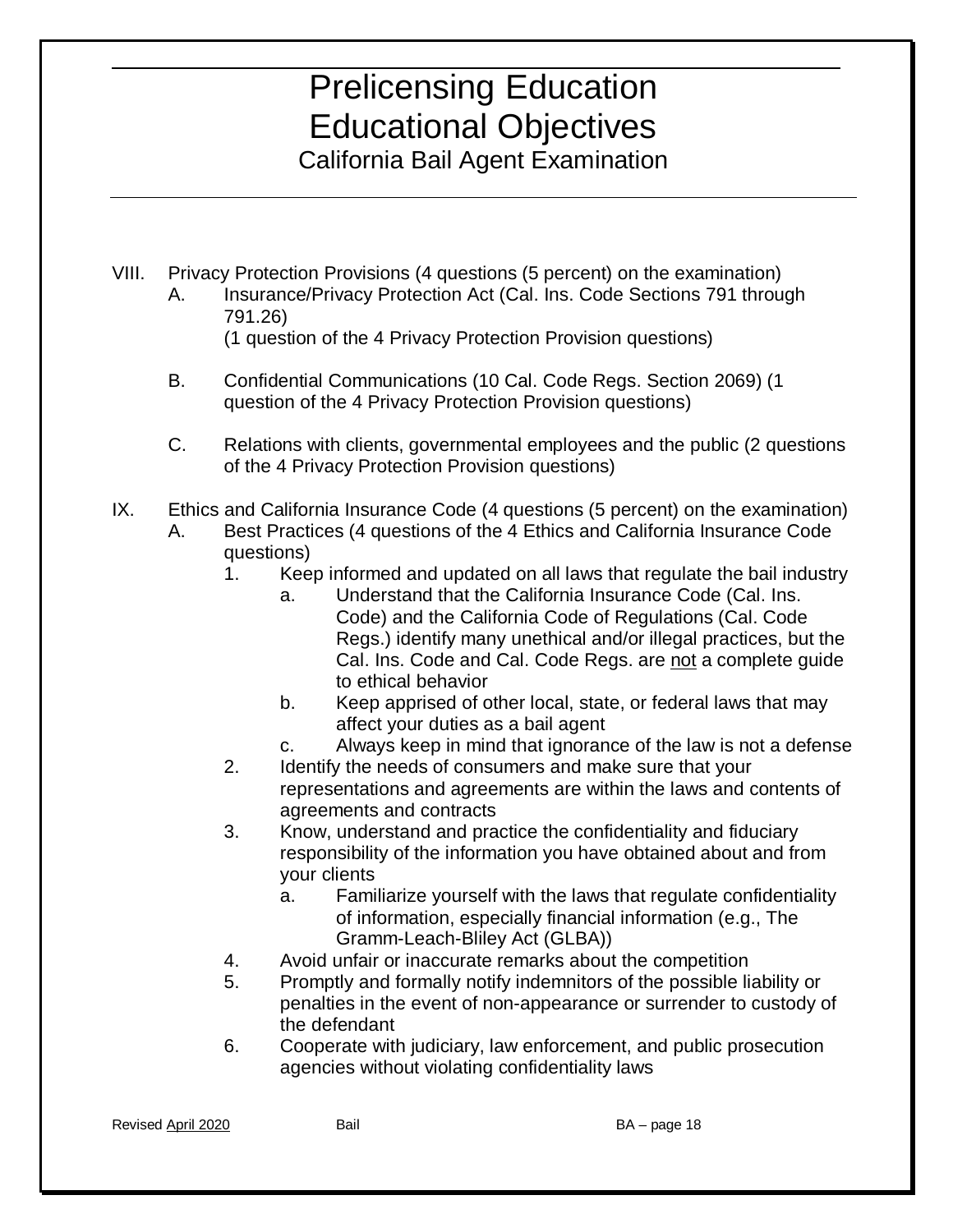# Prelicensing Education
# Educational Objectives
## California Bail Agent Examination

VIII. Privacy Protection Provisions (4 questions (5 percent) on the examination)

A. Insurance/Privacy Protection Act (Cal. Ins. Code Sections 791 through 791.26)
(1 question of the 4 Privacy Protection Provision questions)

B. Confidential Communications (10 Cal. Code Regs. Section 2069) (1 question of the 4 Privacy Protection Provision questions)

C. Relations with clients, governmental employees and the public (2 questions of the 4 Privacy Protection Provision questions)

IX. Ethics and California Insurance Code (4 questions (5 percent) on the examination)

A. Best Practices (4 questions of the 4 Ethics and California Insurance Code questions)

1. Keep informed and updated on all laws that regulate the bail industry
   a. Understand that the California Insurance Code (Cal. Ins. Code) and the California Code of Regulations (Cal. Code Regs.) identify many unethical and/or illegal practices, but the Cal. Ins. Code and Cal. Code Regs. are <u>not</u> a complete guide to ethical behavior
   b. Keep apprised of other local, state, or federal laws that may affect your duties as a bail agent
   c. Always keep in mind that ignorance of the law is not a defense
2. Identify the needs of consumers and make sure that your representations and agreements are within the laws and contents of agreements and contracts
3. Know, understand and practice the confidentiality and fiduciary responsibility of the information you have obtained about and from your clients
   a. Familiarize yourself with the laws that regulate confidentiality of information, especially financial information (e.g., The Gramm-Leach-Bliley Act (GLBA))
4. Avoid unfair or inaccurate remarks about the competition
5. Promptly and formally notify indemnitors of the possible liability or penalties in the event of non-appearance or surrender to custody of the defendant
6. Cooperate with judiciary, law enforcement, and public prosecution agencies without violating confidentiality laws